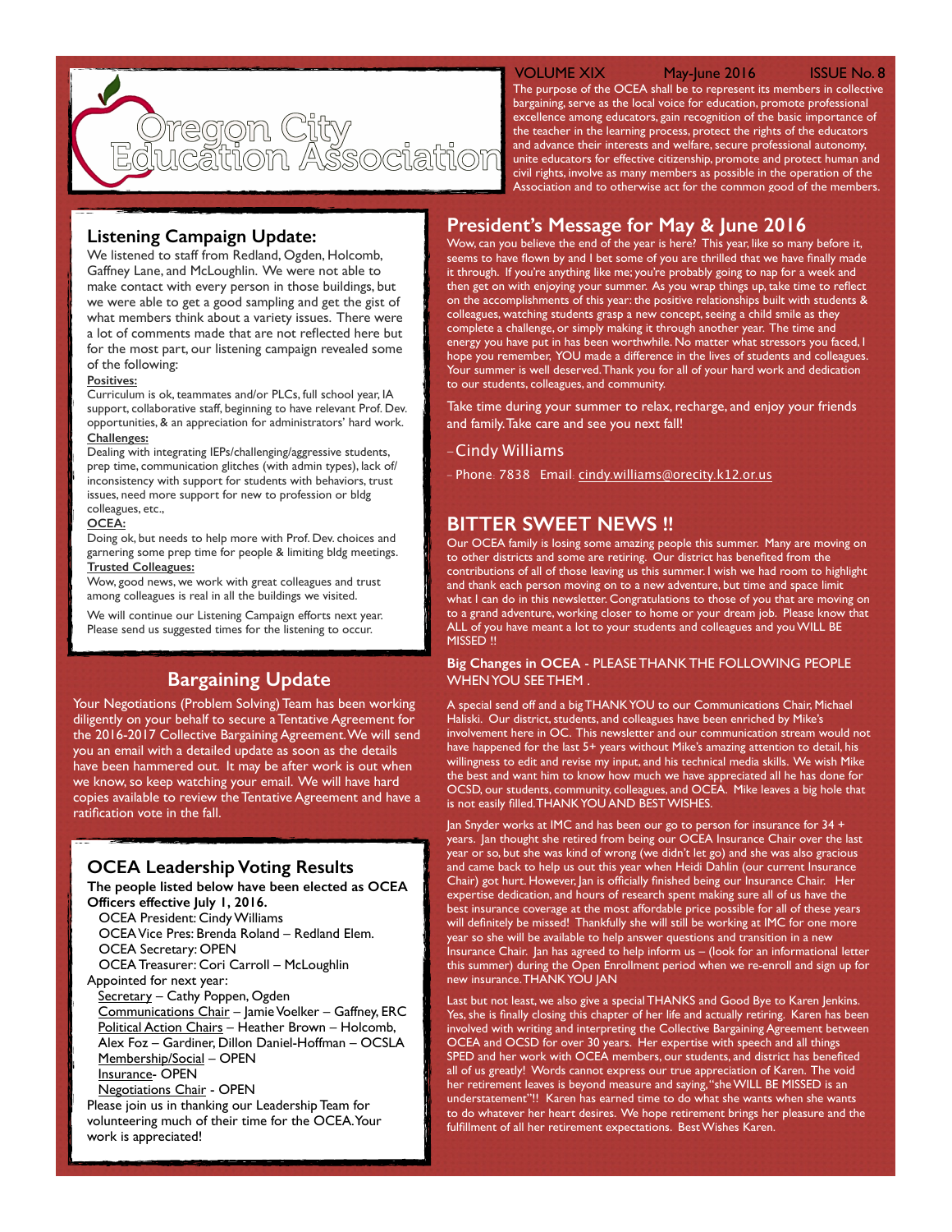# Oregon City Education Association

VOLUME XIX May-June 2016 ISSUE No. 8

The purpose of the OCEA shall be to represent its members in collective bargaining, serve as the local voice for education, promote professional excellence among educators, gain recognition of the basic importance of the teacher in the learning process, protect the rights of the educators and advance their interests and welfare, secure professional autonomy, unite educators for effective citizenship, promote and protect human and civil rights, involve as many members as possible in the operation of the Association and to otherwise act for the common good of the members.

## Listening Campaign Update:

We listened to staff from Redland, Ogden, Holcomb, Gaffney Lane, and McLoughlin. We were not able to make contact with every person in those buildings, but we were able to get a good sampling and get the gist of what members think about a variety issues. There were a lot of comments made that are not reflected here but for the most part, our listening campaign revealed some of the following:

**Positives:**
Curriculum is ok, teammates and/or PLCs, full school year, IA support, collaborative staff, beginning to have relevant Prof. Dev. opportunities, & an appreciation for administrators' hard work.

**Challenges:**
Dealing with integrating IEPs/challenging/aggressive students, prep time, communication glitches (with admin types), lack of/ inconsistency with support for students with behaviors, trust issues, need more support for new to profession or bldg colleagues, etc.,

**OCEA:**
Doing ok, but needs to help more with Prof. Dev. choices and garnering some prep time for people & limiting bldg meetings.

**Trusted Colleagues:**
Wow, good news, we work with great colleagues and trust among colleagues is real in all the buildings we visited.

We will continue our Listening Campaign efforts next year. Please send us suggested times for the listening to occur.

## Bargaining Update

Your Negotiations (Problem Solving) Team has been working diligently on your behalf to secure a Tentative Agreement for the 2016-2017 Collective Bargaining Agreement. We will send you an email with a detailed update as soon as the details have been hammered out. It may be after work is out when we know, so keep watching your email. We will have hard copies available to review the Tentative Agreement and have a ratification vote in the fall.

## OCEA Leadership Voting Results

**The people listed below have been elected as OCEA Officers effective July 1, 2016.**

- OCEA President: Cindy Williams
- OCEA Vice Pres: Brenda Roland – Redland Elem.
- OCEA Secretary: OPEN
- OCEA Treasurer: Cori Carroll – McLoughlin

Appointed for next year:

- Secretary – Cathy Poppen, Ogden
- Communications Chair – Jamie Voelker – Gaffney, ERC
- Political Action Chairs – Heather Brown – Holcomb, Alex Foz – Gardiner, Dillon Daniel-Hoffman – OCSLA
- Membership/Social – OPEN
- Insurance- OPEN
- Negotiations Chair - OPEN

Please join us in thanking our Leadership Team for volunteering much of their time for the OCEA. Your work is appreciated!

## President's Message for May & June 2016

Wow, can you believe the end of the year is here? This year, like so many before it, seems to have flown by and I bet some of you are thrilled that we have finally made it through. If you're anything like me; you're probably going to nap for a week and then get on with enjoying your summer. As you wrap things up, take time to reflect on the accomplishments of this year: the positive relationships built with students & colleagues, watching students grasp a new concept, seeing a child smile as they complete a challenge, or simply making it through another year. The time and energy you have put in has been worthwhile. No matter what stressors you faced, I hope you remember, YOU made a difference in the lives of students and colleagues. Your summer is well deserved. Thank you for all of your hard work and dedication to our students, colleagues, and community.

Take time during your summer to relax, recharge, and enjoy your friends and family. Take care and see you next fall!

- Cindy Williams

- Phone: 7838 Email: cindy.williams@orecity.k12.or.us

## BITTER SWEET NEWS !!

Our OCEA family is losing some amazing people this summer. Many are moving on to other districts and some are retiring. Our district has benefited from the contributions of all of those leaving us this summer. I wish we had room to highlight and thank each person moving on to a new adventure, but time and space limit what I can do in this newsletter. Congratulations to those of you that are moving on to a grand adventure, working closer to home or your dream job. Please know that ALL of you have meant a lot to your students and colleagues and you WILL BE MISSED !!

**Big Changes in OCEA** - PLEASE THANK THE FOLLOWING PEOPLE WHEN YOU SEE THEM .

A special send off and a big THANK YOU to our Communications Chair, Michael Haliski. Our district, students, and colleagues have been enriched by Mike's involvement here in OC. This newsletter and our communication stream would not have happened for the last 5+ years without Mike's amazing attention to detail, his willingness to edit and revise my input, and his technical media skills. We wish Mike the best and want him to know how much we have appreciated all he has done for OCSD, our students, community, colleagues, and OCEA. Mike leaves a big hole that is not easily filled. THANK YOU AND BEST WISHES.

Jan Snyder works at IMC and has been our go to person for insurance for 34 + years. Jan thought she retired from being our OCEA Insurance Chair over the last year or so, but she was kind of wrong (we didn't let go) and she was also gracious and came back to help us out this year when Heidi Dahlin (our current Insurance Chair) got hurt. However, Jan is officially finished being our Insurance Chair. Her expertise dedication, and hours of research spent making sure all of us have the best insurance coverage at the most affordable price possible for all of these years will definitely be missed! Thankfully she will still be working at IMC for one more year so she will be available to help answer questions and transition in a new Insurance Chair. Jan has agreed to help inform us – (look for an informational letter this summer) during the Open Enrollment period when we re-enroll and sign up for new insurance. THANK YOU JAN

Last but not least, we also give a special THANKS and Good Bye to Karen Jenkins. Yes, she is finally closing this chapter of her life and actually retiring. Karen has been involved with writing and interpreting the Collective Bargaining Agreement between OCEA and OCSD for over 30 years. Her expertise with speech and all things SPED and her work with OCEA members, our students, and district has benefited all of us greatly! Words cannot express our true appreciation of Karen. The void her retirement leaves is beyond measure and saying, "she WILL BE MISSED is an understatement"!! Karen has earned time to do what she wants when she wants to do whatever her heart desires. We hope retirement brings her pleasure and the fulfillment of all her retirement expectations. Best Wishes Karen.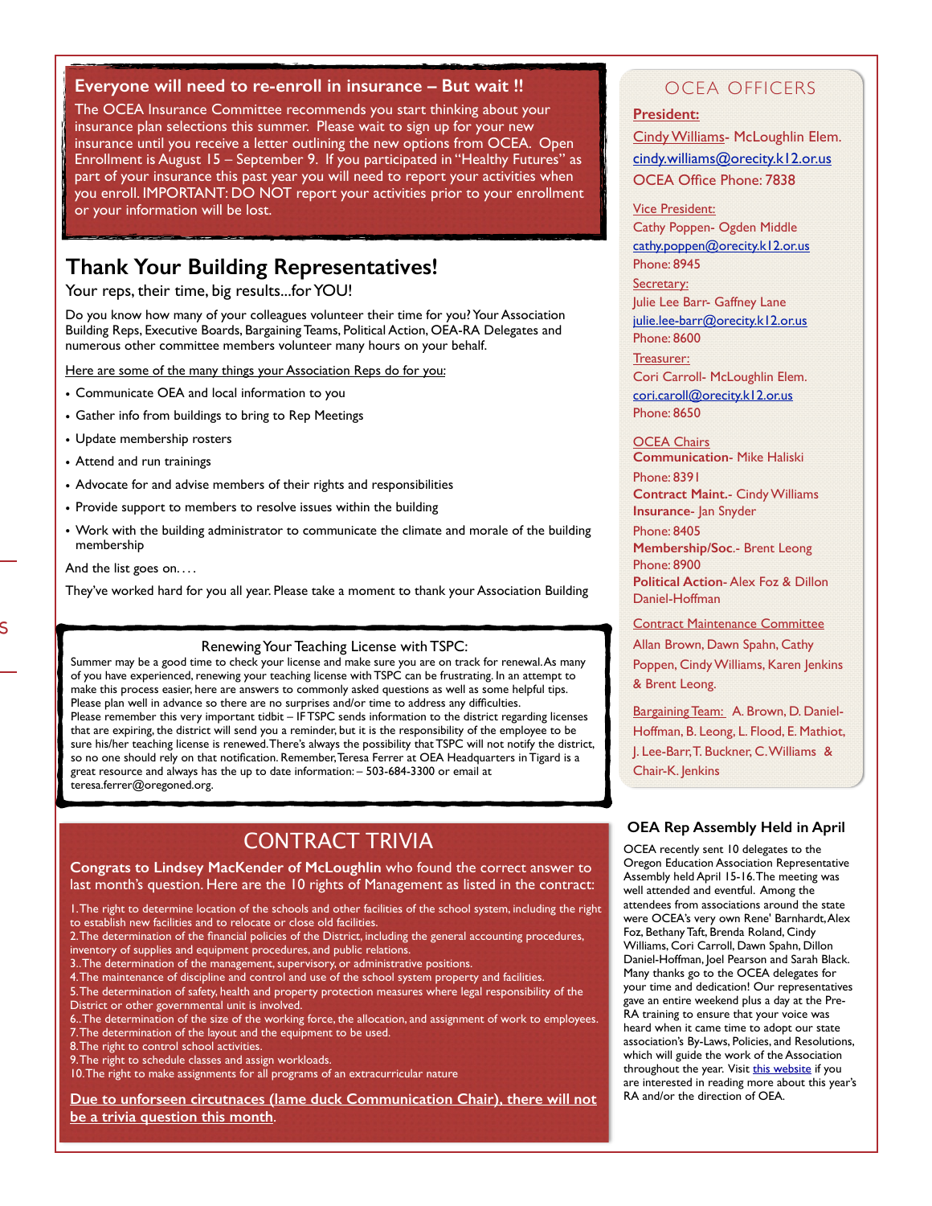## Everyone will need to re-enroll in insurance – But wait !!

The OCEA Insurance Committee recommends you start thinking about your insurance plan selections this summer. Please wait to sign up for your new insurance until you receive a letter outlining the new options from OCEA. Open Enrollment is August 15 – September 9. If you participated in "Healthy Futures" as part of your insurance this past year you will need to report your activities when you enroll. IMPORTANT: DO NOT report your activities prior to your enrollment or your information will be lost.

## Thank Your Building Representatives!

Your reps, their time, big results...for YOU!

Do you know how many of your colleagues volunteer their time for you? Your Association Building Reps, Executive Boards, Bargaining Teams, Political Action, OEA-RA Delegates and numerous other committee members volunteer many hours on your behalf.

Here are some of the many things your Association Reps do for you:

- Communicate OEA and local information to you
- Gather info from buildings to bring to Rep Meetings
- Update membership rosters
- Attend and run trainings
- Advocate for and advise members of their rights and responsibilities
- Provide support to members to resolve issues within the building
- Work with the building administrator to communicate the climate and morale of the building membership

And the list goes on. . . .

They've worked hard for you all year. Please take a moment to thank your Association Building

### Renewing Your Teaching License with TSPC:

Summer may be a good time to check your license and make sure you are on track for renewal. As many of you have experienced, renewing your teaching license with TSPC can be frustrating. In an attempt to make this process easier, here are answers to commonly asked questions as well as some helpful tips. Please plan well in advance so there are no surprises and/or time to address any difficulties.
Please remember this very important tidbit – IF TSPC sends information to the district regarding licenses that are expiring, the district will send you a reminder, but it is the responsibility of the employee to be sure his/her teaching license is renewed. There's always the possibility that TSPC will not notify the district, so no one should rely on that notification. Remember, Teresa Ferrer at OEA Headquarters in Tigard is a great resource and always has the up to date information: – 503-684-3300 or email at teresa.ferrer@oregoned.org.

## CONTRACT TRIVIA

**Congrats to Lindsey MacKender of McLoughlin** who found the correct answer to last month's question. Here are the 10 rights of Management as listed in the contract:

1. The right to determine location of the schools and other facilities of the school system, including the right to establish new facilities and to relocate or close old facilities.
2. The determination of the financial policies of the District, including the general accounting procedures, inventory of supplies and equipment procedures, and public relations.
3. The determination of the management, supervisory, or administrative positions.
4. The maintenance of discipline and control and use of the school system property and facilities.
5. The determination of safety, health and property protection measures where legal responsibility of the District or other governmental unit is involved.
6. The determination of the size of the working force, the allocation, and assignment of work to employees.
7. The determination of the layout and the equipment to be used.
8. The right to control school activities.
9. The right to schedule classes and assign workloads.
10. The right to make assignments for all programs of an extracurricular nature

Due to unforseen circutnaces (lame duck Communication Chair), there will not be a trivia question this month.

## OCEA OFFICERS

**President:**
Cindy Williams- McLoughlin Elem.
cindy.williams@orecity.k12.or.us
OCEA Office Phone: 7838

Vice President:
Cathy Poppen- Ogden Middle
cathy.poppen@orecity.k12.or.us
Phone: 8945

Secretary:
Julie Lee Barr- Gaffney Lane
julie.lee-barr@orecity.k12.or.us
Phone: 8600

Treasurer:
Cori Carroll- McLoughlin Elem.
cori.caroll@orecity.k12.or.us
Phone: 8650

OCEA Chairs
**Communication**- Mike Haliski
Phone: 8391
**Contract Maint.**- Cindy Williams
**Insurance**- Jan Snyder
Phone: 8405
**Membership/Soc.**- Brent Leong
Phone: 8900
**Political Action**- Alex Foz & Dillon Daniel-Hoffman

Contract Maintenance Committee
Allan Brown, Dawn Spahn, Cathy Poppen, Cindy Williams, Karen Jenkins & Brent Leong.

Bargaining Team: A. Brown, D. Daniel-Hoffman, B. Leong, L. Flood, E. Mathiot, J. Lee-Barr, T. Buckner, C. Williams & Chair-K. Jenkins

## OEA Rep Assembly Held in April

OCEA recently sent 10 delegates to the Oregon Education Association Representative Assembly held April 15-16. The meeting was well attended and eventful. Among the attendees from associations around the state were OCEA's very own Rene' Barnhardt, Alex Foz, Bethany Taft, Brenda Roland, Cindy Williams, Cori Carroll, Dawn Spahn, Dillon Daniel-Hoffman, Joel Pearson and Sarah Black. Many thanks go to the OCEA delegates for your time and dedication! Our representatives gave an entire weekend plus a day at the Pre-RA training to ensure that your voice was heard when it came time to adopt our state association's By-Laws, Policies, and Resolutions, which will guide the work of the Association throughout the year. Visit this website if you are interested in reading more about this year's RA and/or the direction of OEA.